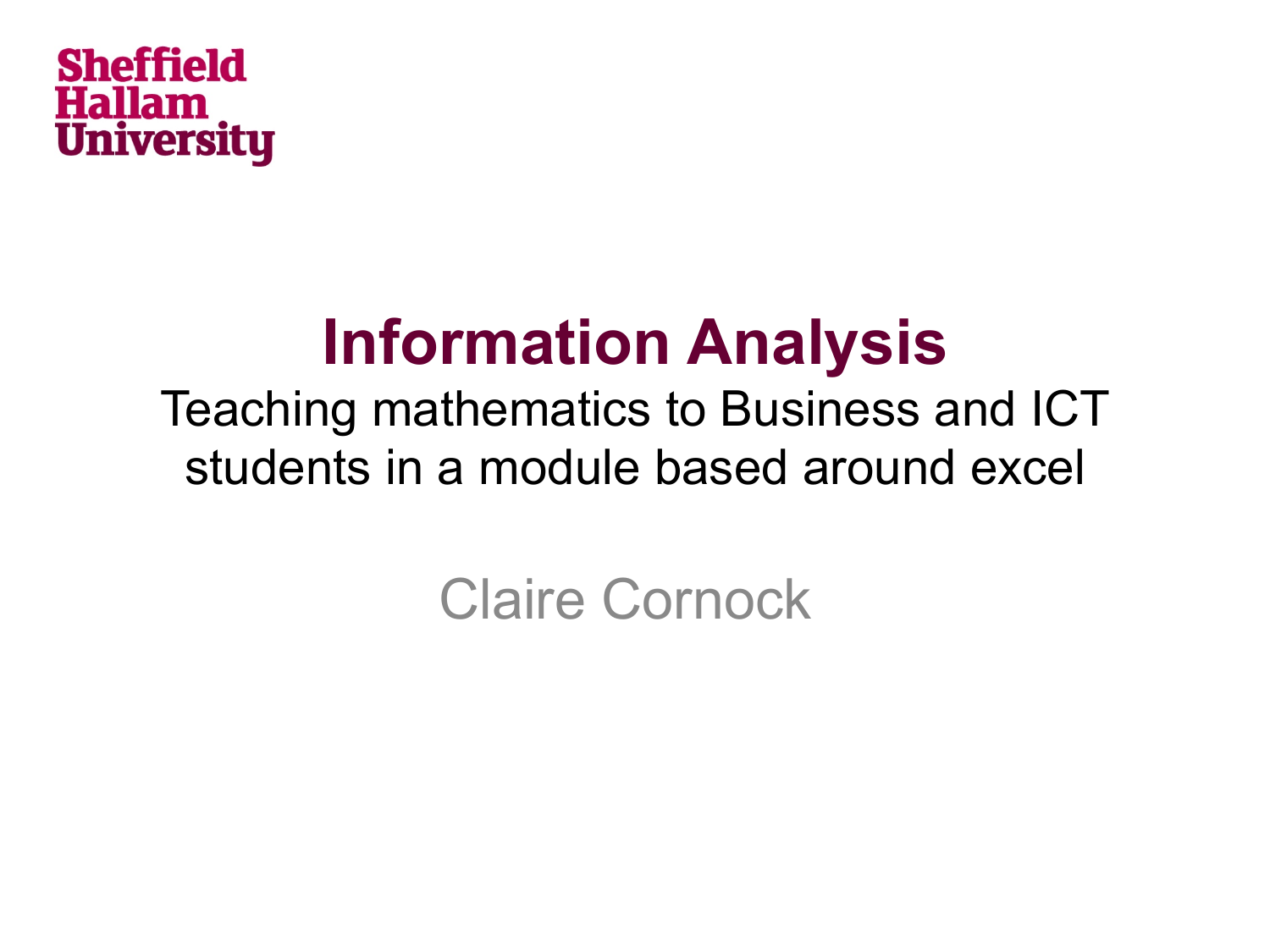Sheffield Hallam University

# Information Analysis

Teaching mathematics to Business and ICT students in a module based around excel

Claire Cornock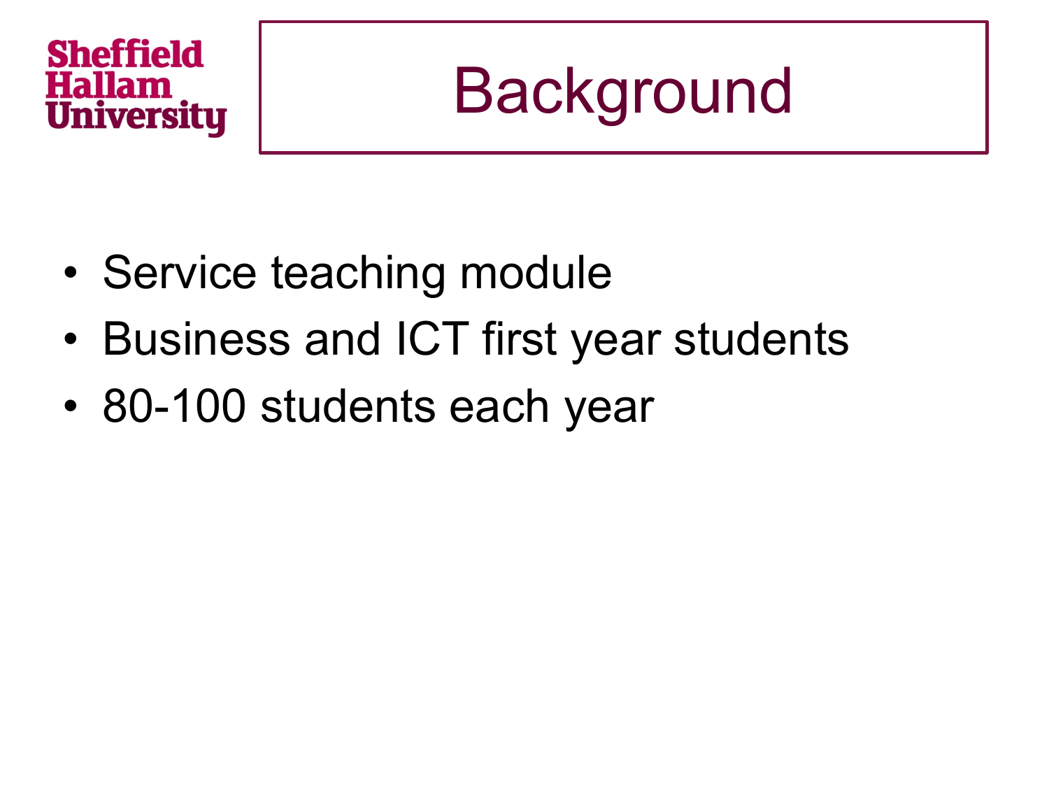# Background

- Service teaching module
- Business and ICT first year students
- 80-100 students each year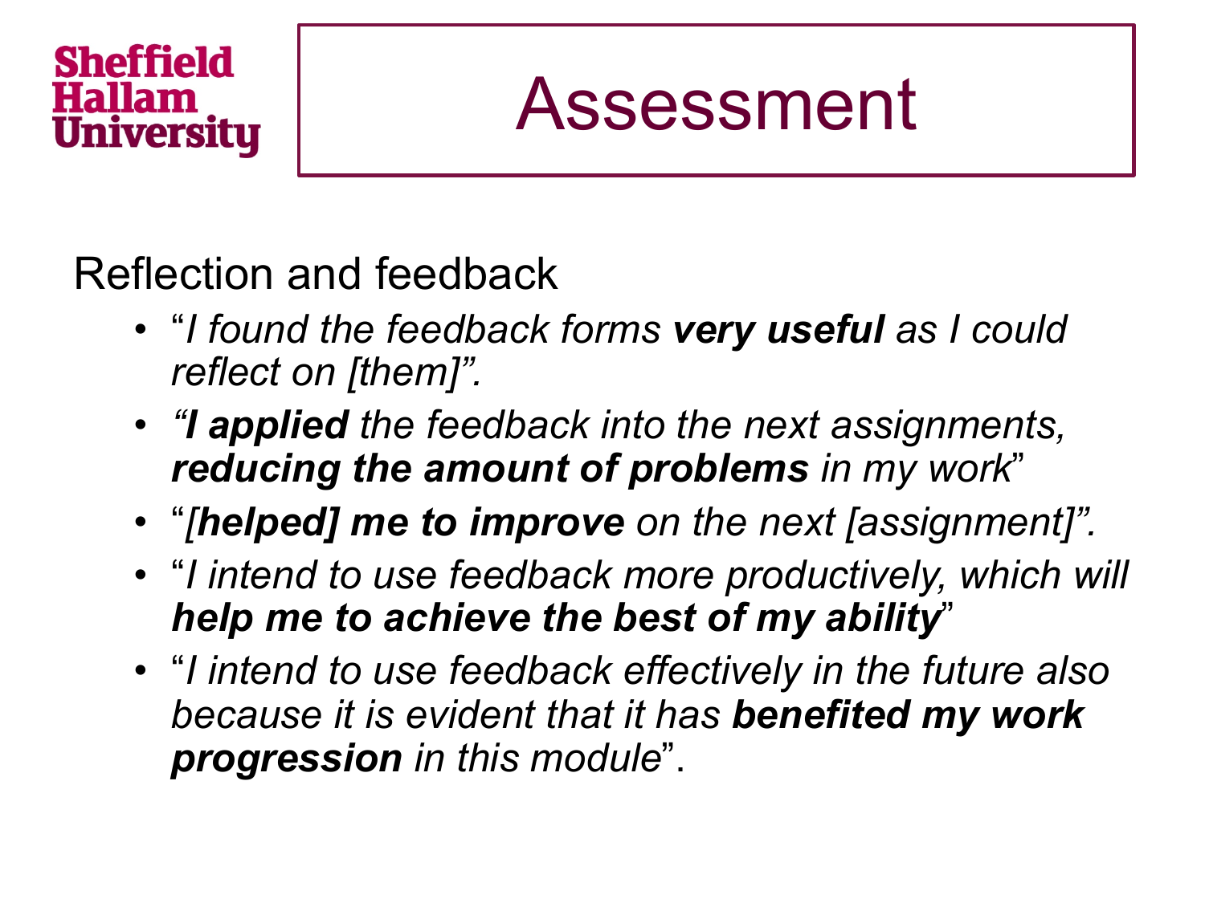Sheffield Hallam University

# Assessment

Reflection and feedback

- "*I found the feedback forms **very useful** as I could reflect on [them]".*
- *"**I applied** the feedback into the next assignments, **reducing the amount of problems** in my work*"
- "*[**helped] me to improve** on the next [assignment]".*
- "*I intend to use feedback more productively, which will **help me to achieve the best of my ability***"
- "*I intend to use feedback effectively in the future also because it is evident that it has **benefited my work progression** in this module*".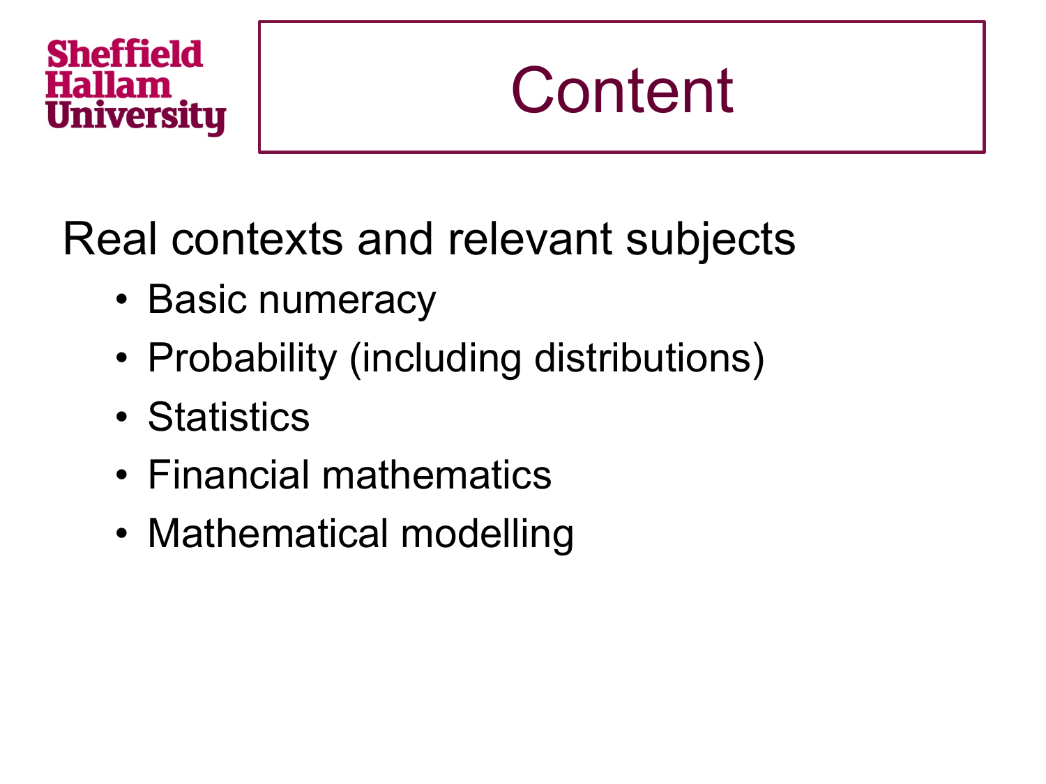# Content

Real contexts and relevant subjects

- Basic numeracy
- Probability (including distributions)
- Statistics
- Financial mathematics
- Mathematical modelling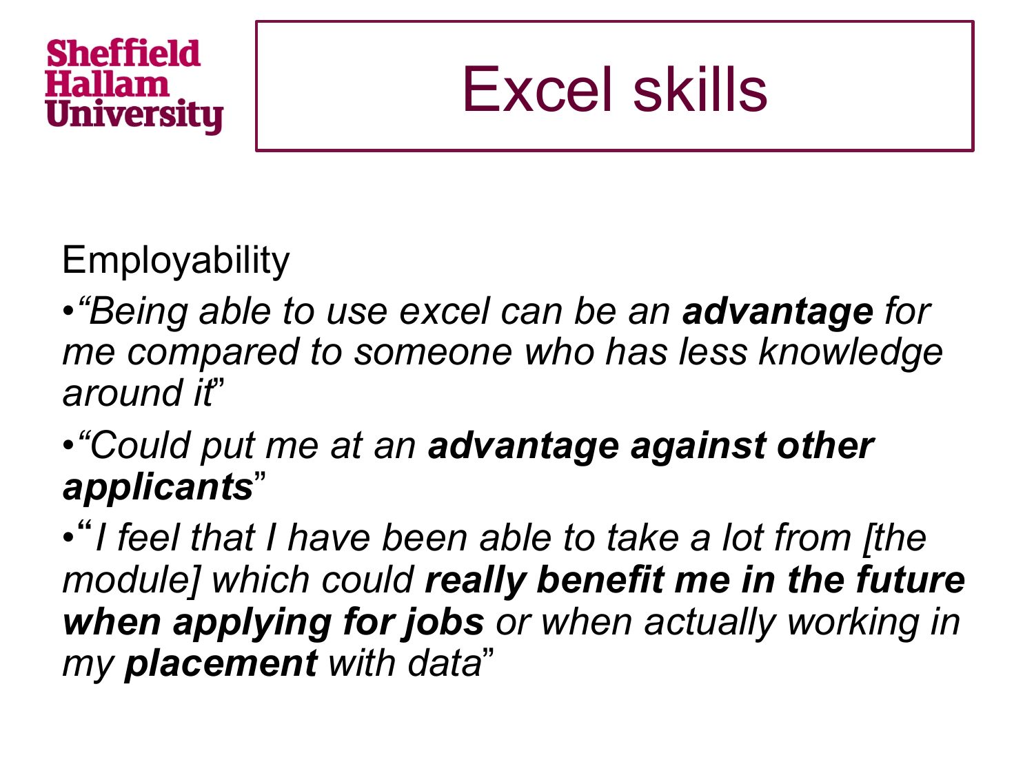Sheffield Hallam University

# Excel skills

Employability

- *"Being able to use excel can be an **advantage** for me compared to someone who has less knowledge around it"*
- *"Could put me at an **advantage against other applicants**"*
- *"I feel that I have been able to take a lot from [the module] which could **really benefit me in the future when applying for jobs** or when actually working in my **placement** with data"*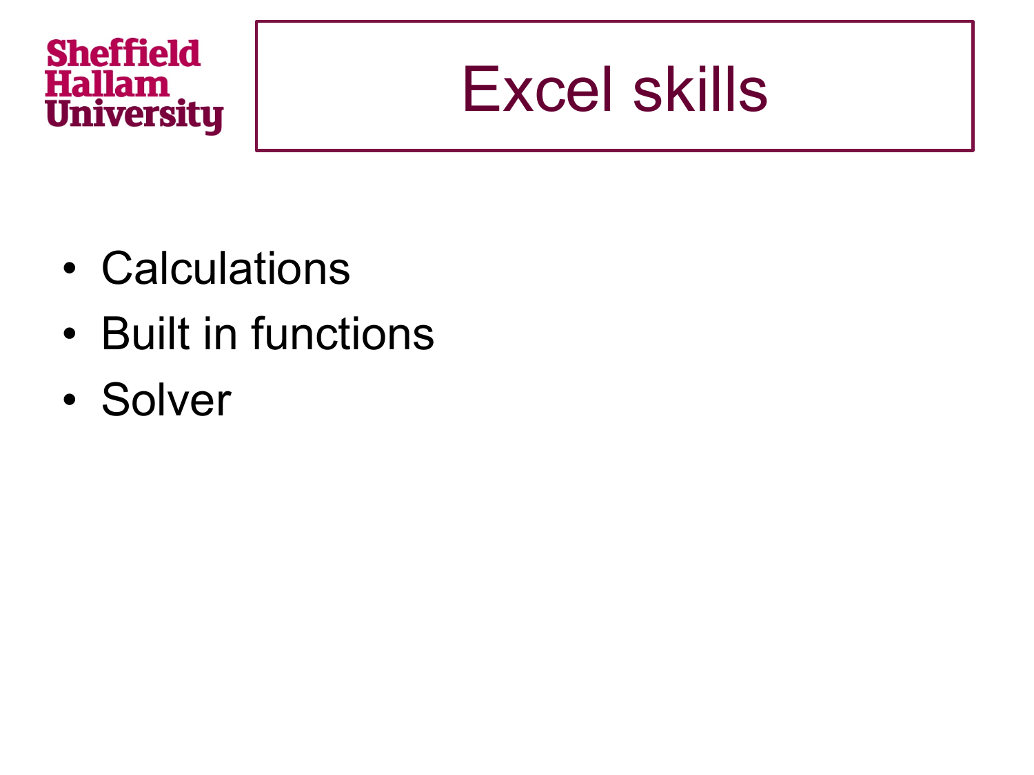# Excel skills

- Calculations
- Built in functions
- Solver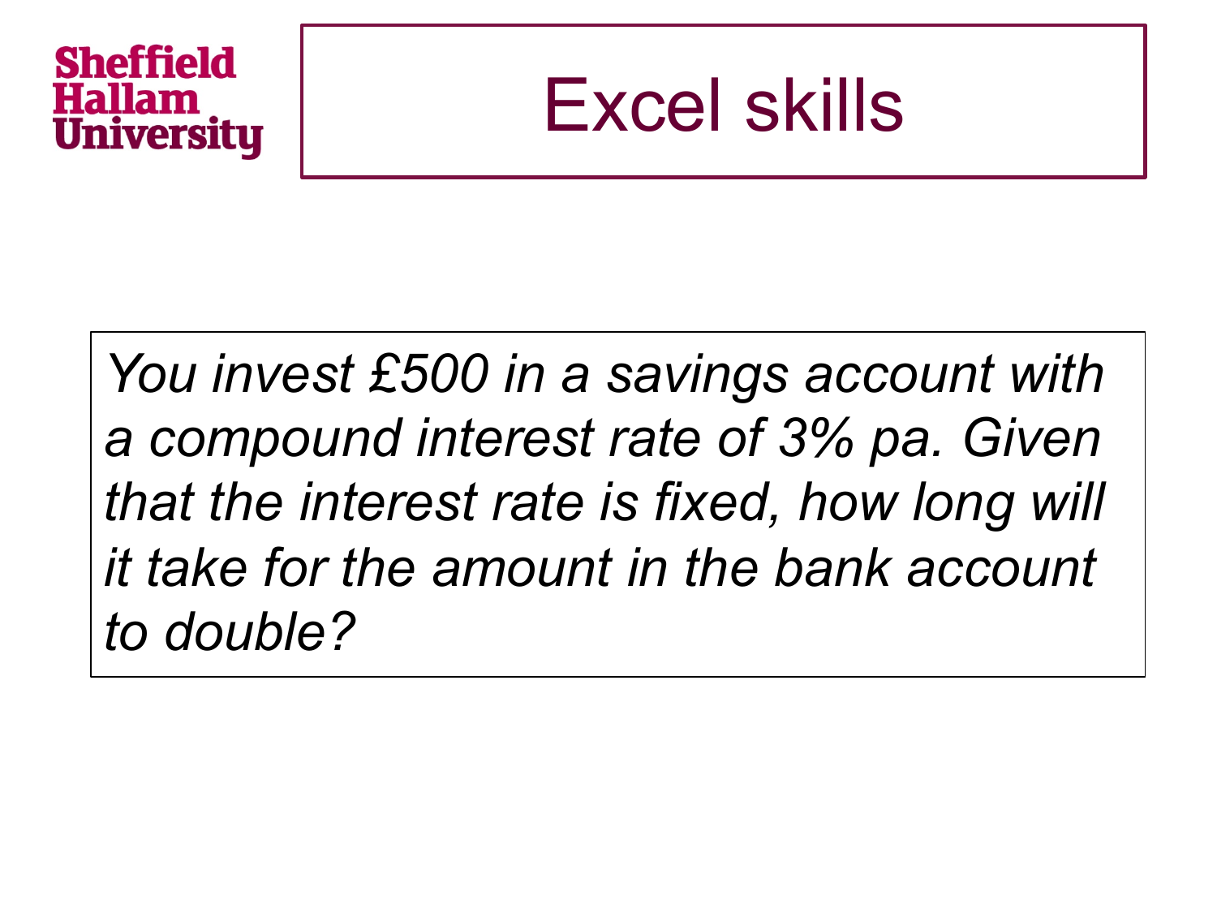# Excel skills

*You invest £500 in a savings account with a compound interest rate of 3% pa. Given that the interest rate is fixed, how long will it take for the amount in the bank account to double?*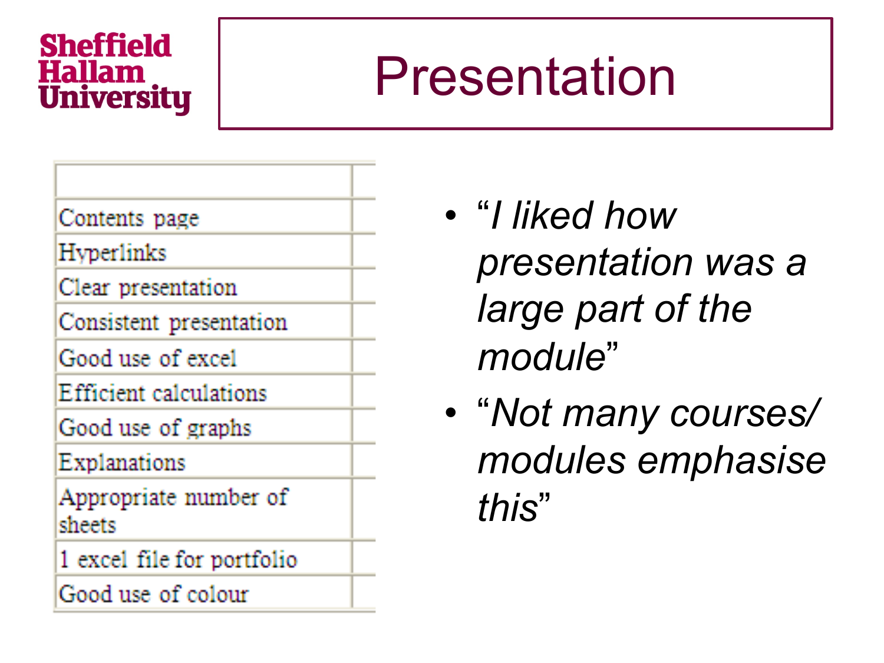# Presentation

| | |
|---|---|
| Contents page | |
| Hyperlinks | |
| Clear presentation | |
| Consistent presentation | |
| Good use of excel | |
| Efficient calculations | |
| Good use of graphs | |
| Explanations | |
| Appropriate number of sheets | |
| 1 excel file for portfolio | |
| Good use of colour | |

- "*I liked how presentation was a large part of the module*"
- "*Not many courses/ modules emphasise this*"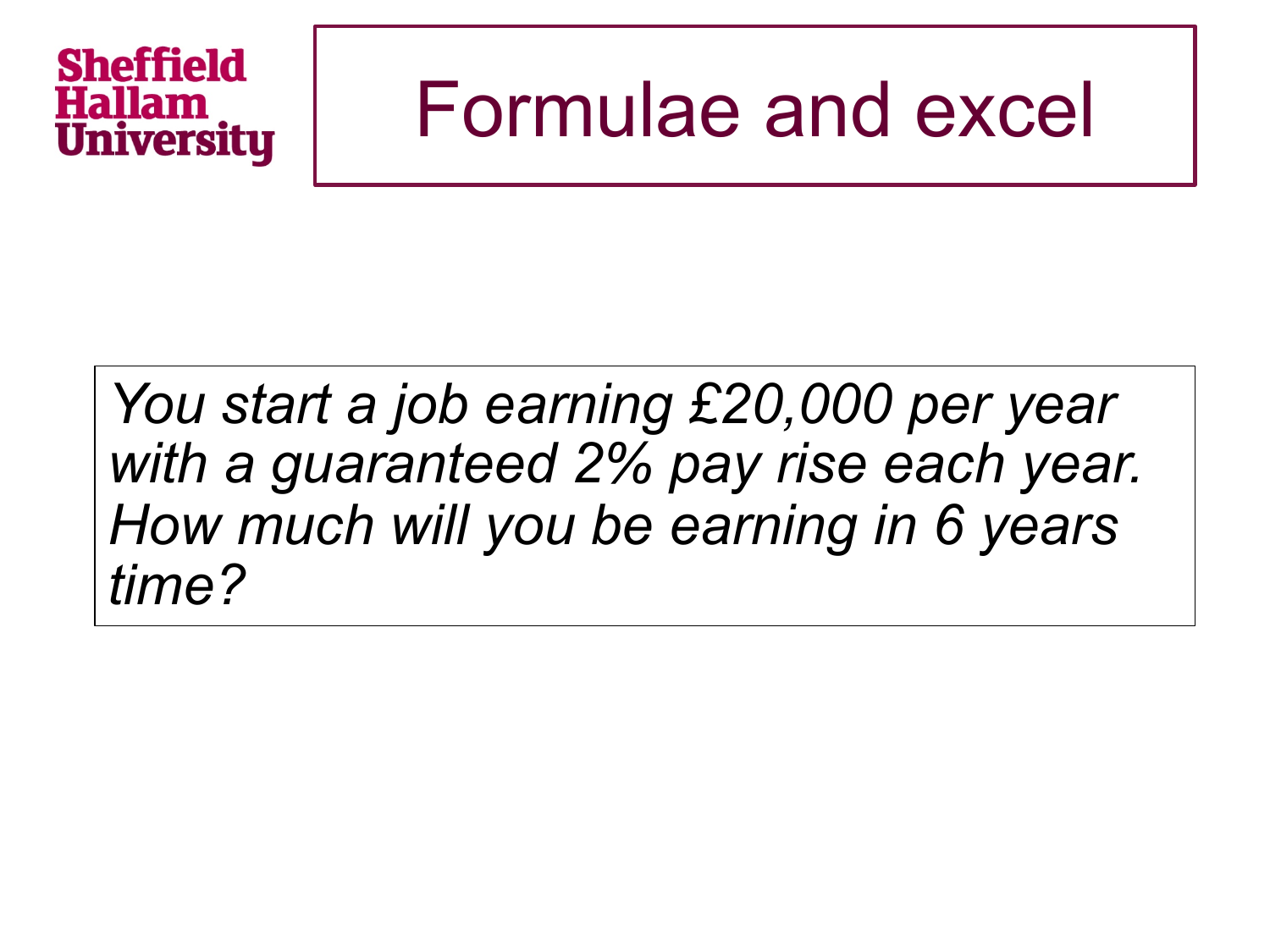# Formulae and excel

*You start a job earning £20,000 per year with a guaranteed 2% pay rise each year. How much will you be earning in 6 years time?*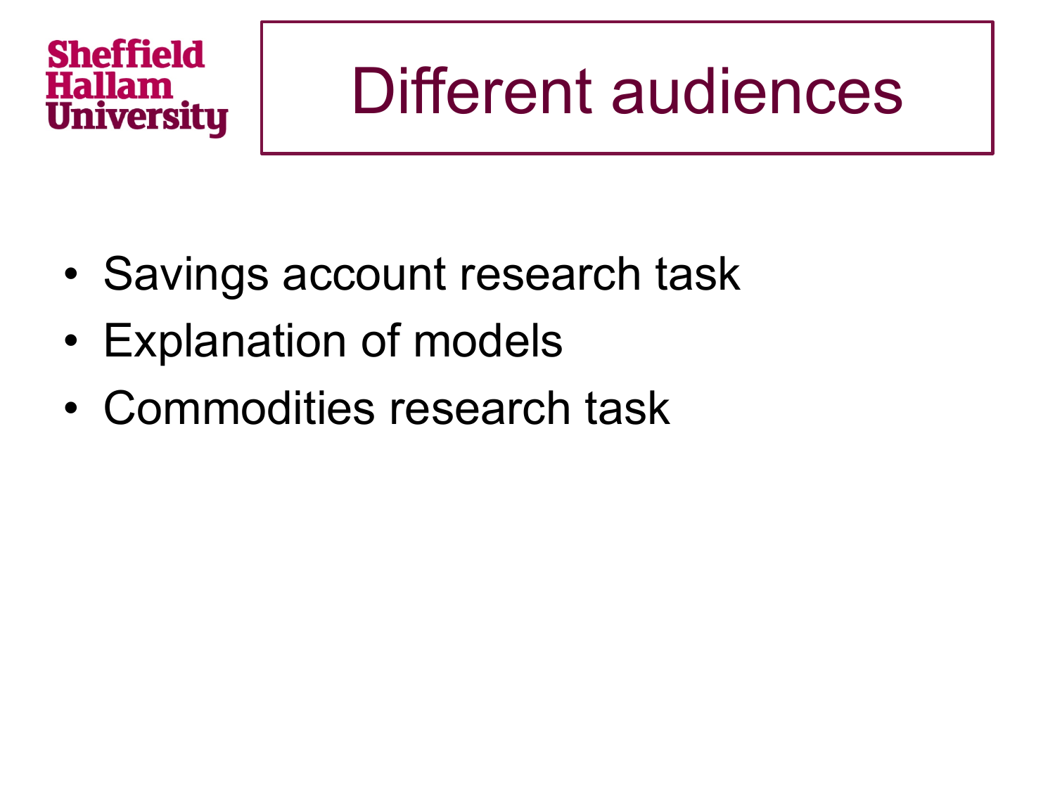# Different audiences

- Savings account research task
- Explanation of models
- Commodities research task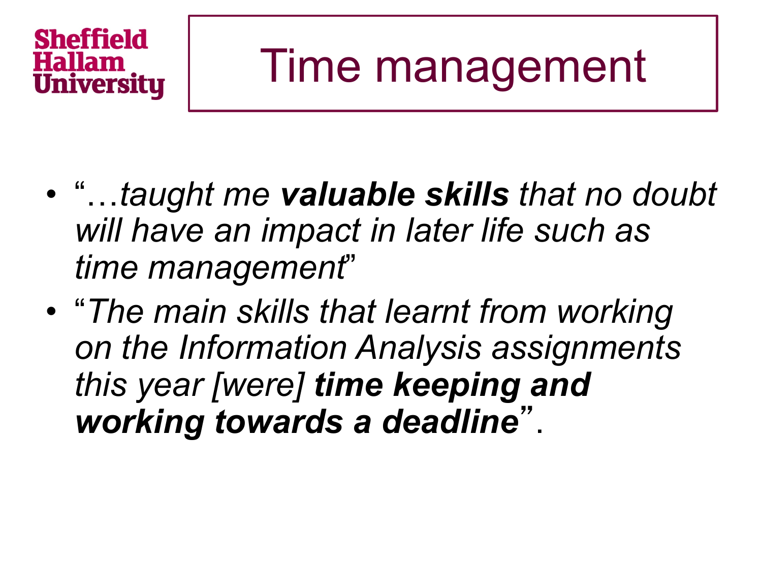Sheffield Hallam University

# Time management

- "…*taught me **valuable skills** that no doubt will have an impact in later life such as time management*"
- "*The main skills that learnt from working on the Information Analysis assignments this year [were] **time keeping and working towards a deadline***".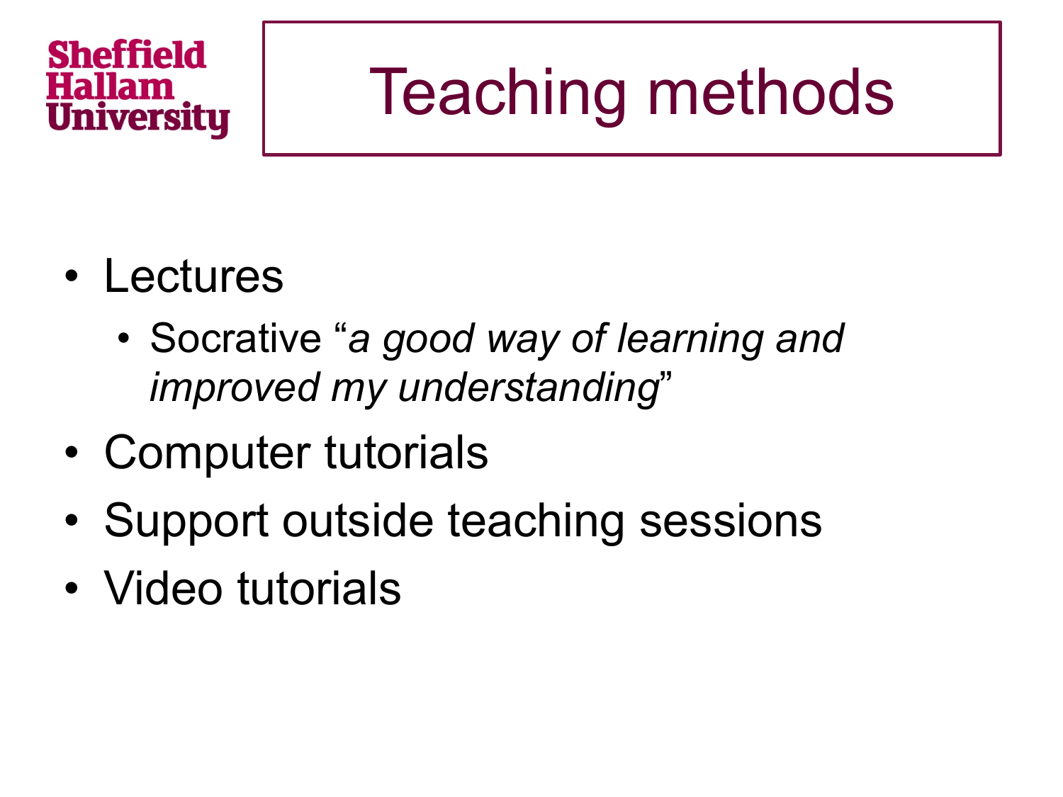# Teaching methods

- Lectures
  - Socrative "*a good way of learning and improved my understanding*"
- Computer tutorials
- Support outside teaching sessions
- Video tutorials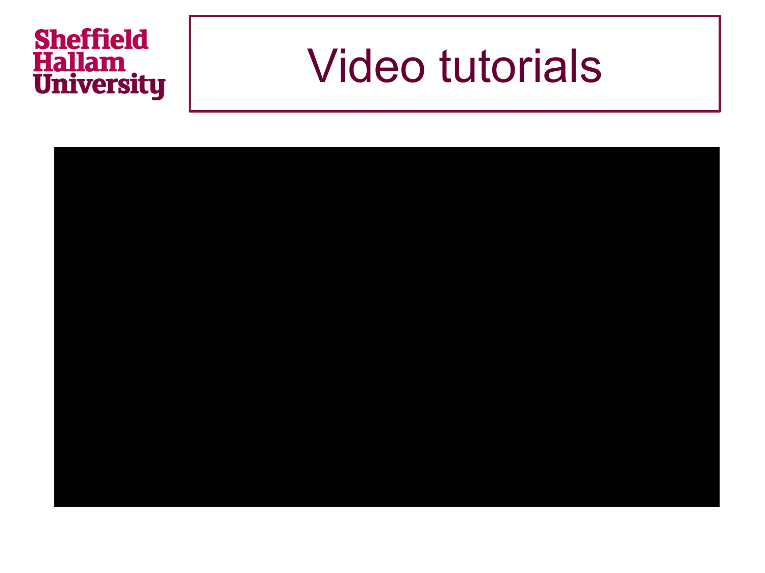# Video tutorials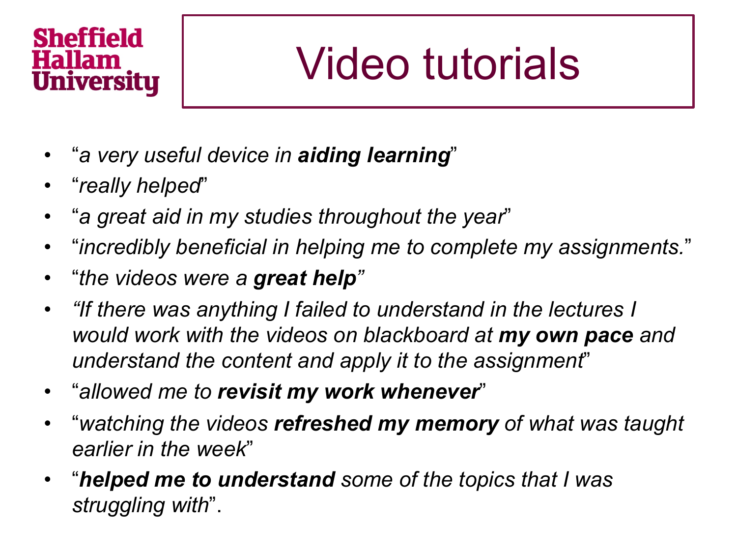Sheffield Hallam University

# Video tutorials

- "*a very useful device in **aiding learning***"
- "*really helped*"
- "*a great aid in my studies throughout the year*"
- "*incredibly beneficial in helping me to complete my assignments.*"
- "*the videos were a **great help***"
- *"If there was anything I failed to understand in the lectures I would work with the videos on blackboard at **my own pace** and understand the content and apply it to the assignment*"
- "*allowed me to **revisit my work whenever***"
- "*watching the videos **refreshed my memory** of what was taught earlier in the week*"
- "***helped me to understand** some of the topics that I was struggling with*".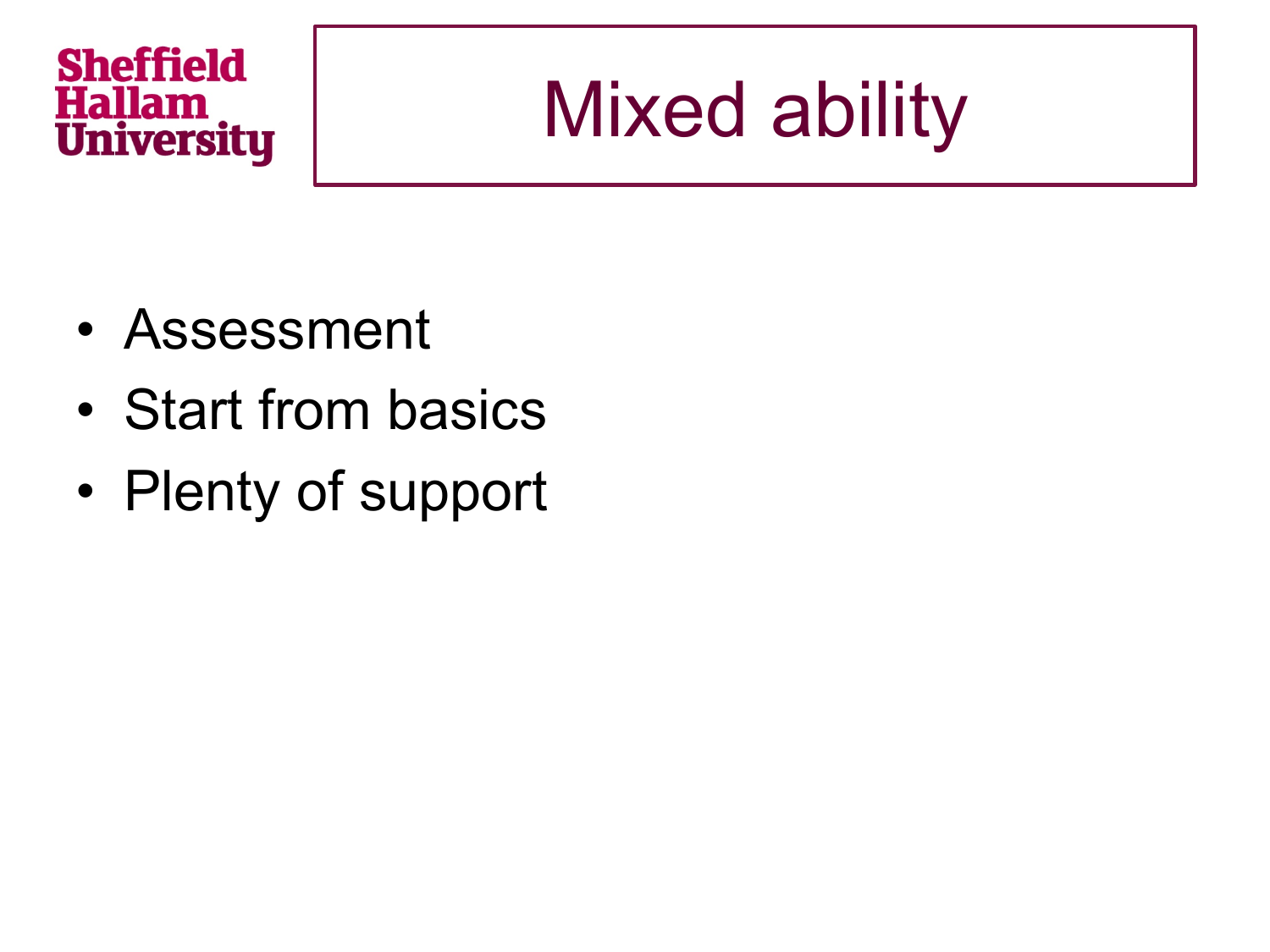# Mixed ability

- Assessment
- Start from basics
- Plenty of support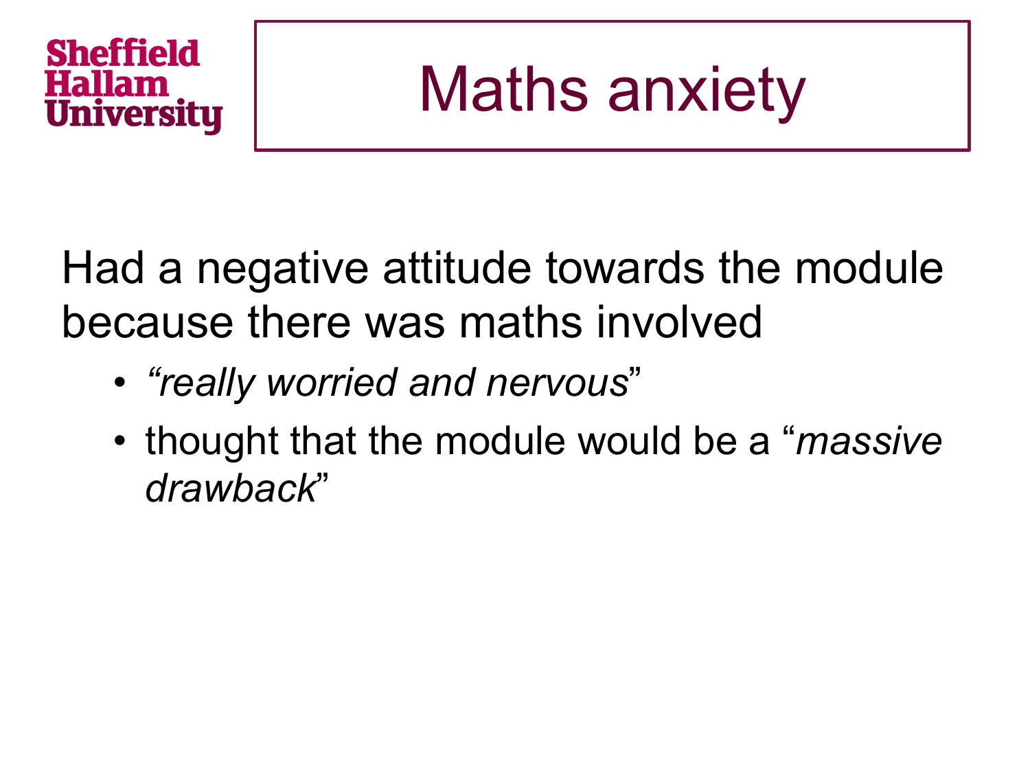# Maths anxiety

Had a negative attitude towards the module because there was maths involved

- *"really worried and nervous*"
- thought that the module would be a "*massive drawback*"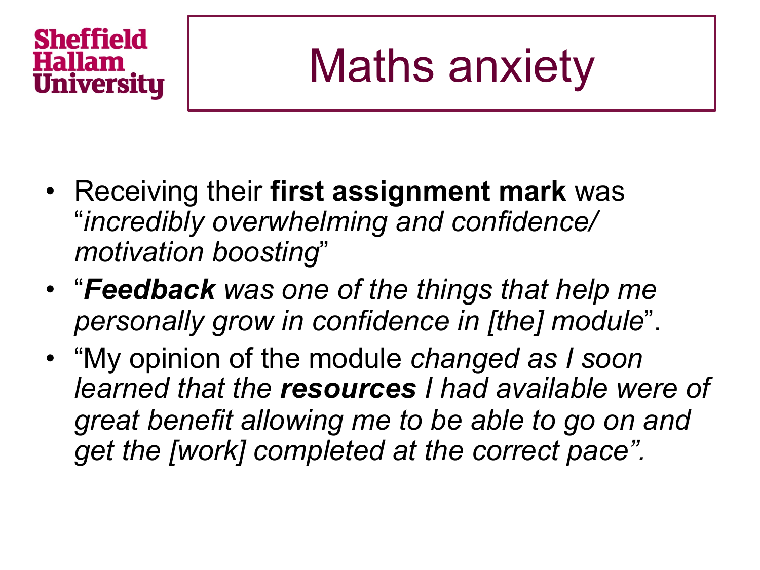Sheffield Hallam University

# Maths anxiety

- Receiving their **first assignment mark** was "*incredibly overwhelming and confidence/ motivation boosting*"
- "***Feedback*** *was one of the things that help me personally grow in confidence in [the] module*".
- "My opinion of the module *changed as I soon learned that the* ***resources*** *I had available were of great benefit allowing me to be able to go on and get the [work] completed at the correct pace".*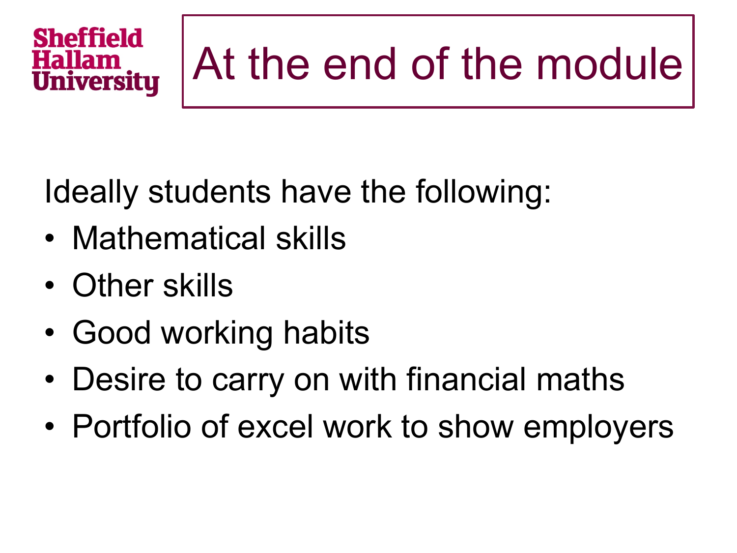Sheffield Hallam University

# At the end of the module

Ideally students have the following:

- Mathematical skills
- Other skills
- Good working habits
- Desire to carry on with financial maths
- Portfolio of excel work to show employers